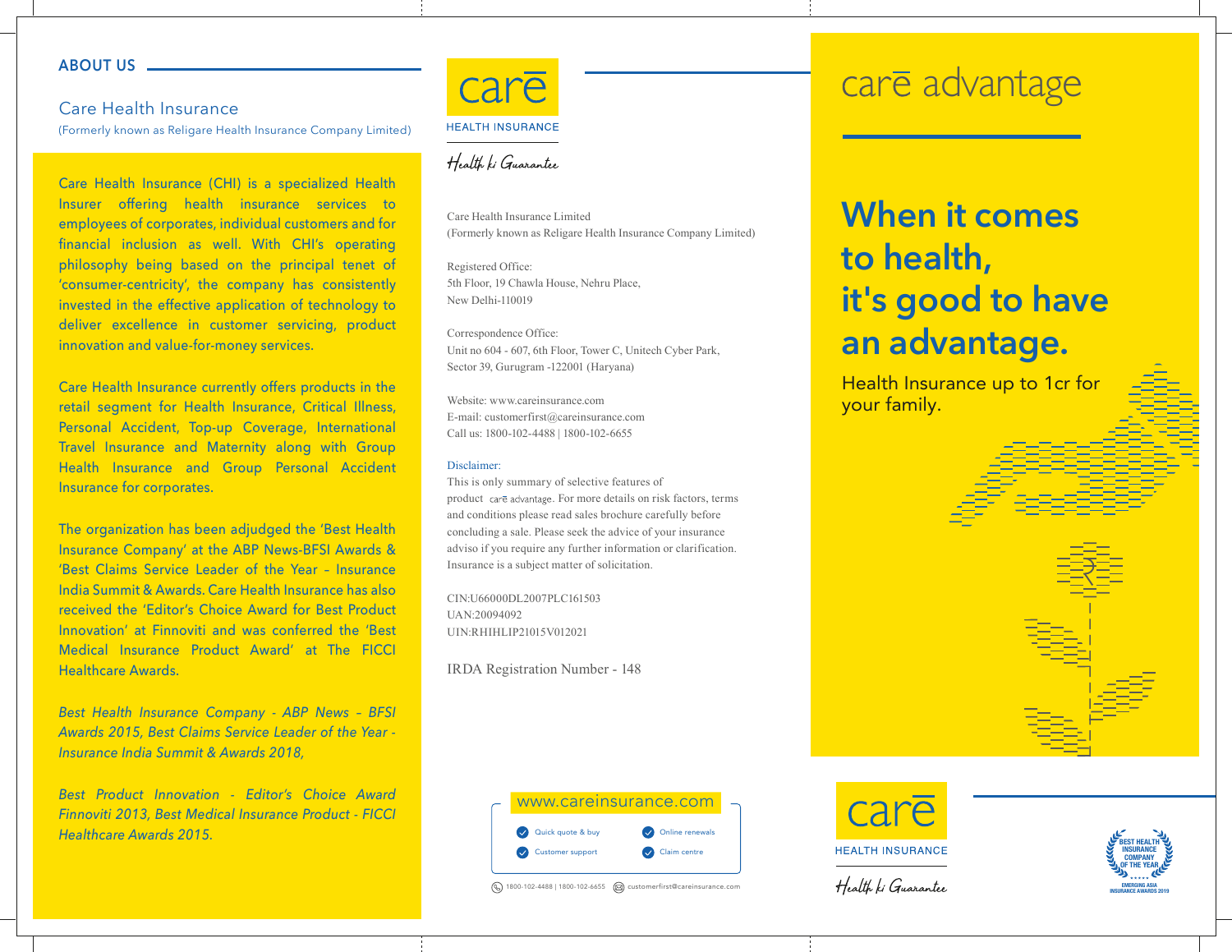## ABOUT US

### Care Health Insurance

(Formerly known as Religare Health Insurance Company Limited)

Care Health Insurance (CHI) is a specialized Health Insurer offering health insurance services to employees of corporates, individual customers and for financial inclusion as well. With CHI's operating philosophy being based on the principal tenet of 'consumer-centricity', the company has consistently invested in the effective application of technology to deliver excellence in customer servicing, product innovation and value-for-money services.

Care Health Insurance currently offers products in the retail segment for Health Insurance, Critical Illness, Personal Accident, Top-up Coverage, International Travel Insurance and Maternity along with Group Health Insurance and Group Personal Accident Insurance for corporates.

The organization has been adjudged the 'Best Health Insurance Company' at the ABP News-BFSI Awards & 'Best Claims Service Leader of the Year – Insurance India Summit & Awards. Care Health Insurance has also received the 'Editor's Choice Award for Best Product Innovation' at Finnoviti and was conferred the 'Best Medical Insurance Product Award' at The FICCI Healthcare Awards.

*Best Health Insurance Company - ABP News – BFSI Awards 2015, Best Claims Service Leader of the Year - Insurance India Summit & Awards 2018,*

*Best Product Innovation - Editor's Choice Award Finnoviti 2013, Best Medical Insurance Product - FICCI Healthcare Awards 2015.*

care HEALTH INSURANCE

Health ki Guarantee

Care Health Insurance Limited
(Formerly known as Religare Health Insurance Company Limited)

Registered Office:
5th Floor, 19 Chawla House, Nehru Place,
New Delhi-110019

Correspondence Office:
Unit no 604 - 607, 6th Floor, Tower C, Unitech Cyber Park,
Sector 39, Gurugram -122001 (Haryana)

Website: www.careinsurance.com
E-mail: customerfirst@careinsurance.com
Call us: 1800-102-4488 | 1800-102-6655

Disclaimer:
This is only summary of selective features of product care advantage. For more details on risk factors, terms and conditions please read sales brochure carefully before concluding a sale. Please seek the advice of your insurance adviso if you require any further information or clarification. Insurance is a subject matter of solicitation.

CIN:U66000DL2007PLC161503
UAN:20094092
UIN:RHIHLIP21015V012021

IRDA Registration Number - 148

www.careinsurance.com

- Quick quote & buy
- Online renewals
- Customer support
- Claim centre

1800-102-4488 | 1800-102-6655 customerfirst@careinsurance.com

# care advantage

## When it comes to health, it's good to have an advantage.

Health Insurance up to 1cr for your family.

care HEALTH INSURANCE

Health ki Guarantee

BEST HEALTH INSURANCE COMPANY OF THE YEAR
EMERGING ASIA INSURANCE AWARDS 2019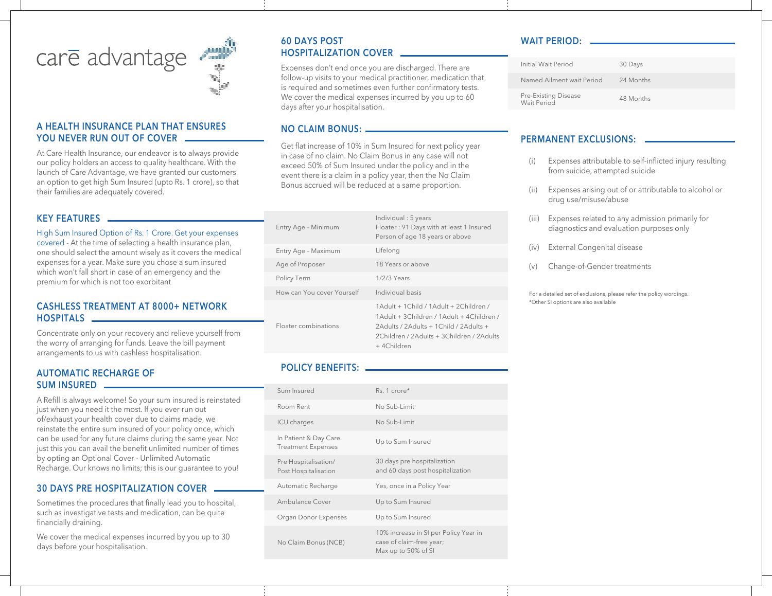# care advantage

## A HEALTH INSURANCE PLAN THAT ENSURES YOU NEVER RUN OUT OF COVER

At Care Health Insurance, our endeavor is to always provide our policy holders an access to quality healthcare. With the launch of Care Advantage, we have granted our customers an option to get high Sum Insured (upto Rs. 1 crore), so that their families are adequately covered.

## KEY FEATURES

High Sum Insured Option of Rs. 1 Crore. Get your expenses covered - At the time of selecting a health insurance plan, one should select the amount wisely as it covers the medical expenses for a year. Make sure you chose a sum insured which won't fall short in case of an emergency and the premium for which is not too exorbitant

## CASHLESS TREATMENT AT 8000+ NETWORK HOSPITALS

Concentrate only on your recovery and relieve yourself from the worry of arranging for funds. Leave the bill payment arrangements to us with cashless hospitalisation.

## AUTOMATIC RECHARGE OF SUM INSURED

A Refill is always welcome! So your sum insured is reinstated just when you need it the most. If you ever run out of/exhaust your health cover due to claims made, we reinstate the entire sum insured of your policy once, which can be used for any future claims during the same year. Not just this you can avail the benefit unlimited number of times by opting an Optional Cover - Unlimited Automatic Recharge. Our knows no limits; this is our guarantee to you!

## 30 DAYS PRE HOSPITALIZATION COVER

Sometimes the procedures that finally lead you to hospital, such as investigative tests and medication, can be quite financially draining.

We cover the medical expenses incurred by you up to 30 days before your hospitalisation.

## 60 DAYS POST HOSPITALIZATION COVER

Expenses don't end once you are discharged. There are follow-up visits to your medical practitioner, medication that is required and sometimes even further confirmatory tests. We cover the medical expenses incurred by you up to 60 days after your hospitalisation.

## NO CLAIM BONUS:

Get flat increase of 10% in Sum Insured for next policy year in case of no claim. No Claim Bonus in any case will not exceed 50% of Sum Insured under the policy and in the event there is a claim in a policy year, then the No Claim Bonus accrued will be reduced at a same proportion.

| | |
|---|---|
| Entry Age - Minimum | Individual : 5 years<br>Floater : 91 Days with at least 1 Insured Person of age 18 years or above |
| Entry Age - Maximum | Lifelong |
| Age of Proposer | 18 Years or above |
| Policy Term | 1/2/3 Years |
| How can You cover Yourself | Individual basis |
| Floater combinations | 1Adult + 1Child / 1Adult + 2Children / 1Adult + 3Children / 1Adult + 4Children / 2Adults / 2Adults + 1Child / 2Adults + 2Children / 2Adults + 3Children / 2Adults + 4Children |

## POLICY BENEFITS:

| | |
|---|---|
| Sum Insured | Rs. 1 crore* |
| Room Rent | No Sub-Limit |
| ICU charges | No Sub-Limit |
| In Patient & Day Care Treatment Expenses | Up to Sum Insured |
| Pre Hospitalisation/ Post Hospitalisation | 30 days pre hospitalization and 60 days post hospitalization |
| Automatic Recharge | Yes, once in a Policy Year |
| Ambulance Cover | Up to Sum Insured |
| Organ Donor Expenses | Up to Sum Insured |
| No Claim Bonus (NCB) | 10% increase in SI per Policy Year in case of claim-free year;<br>Max up to 50% of SI |

## WAIT PERIOD:

| | |
|---|---|
| Initial Wait Period | 30 Days |
| Named Ailment wait Period | 24 Months |
| Pre-Existing Disease Wait Period | 48 Months |

## PERMANENT EXCLUSIONS:

(i) Expenses attributable to self-inflicted injury resulting from suicide, attempted suicide

(ii) Expenses arising out of or attributable to alcohol or drug use/misuse/abuse

(iii) Expenses related to any admission primarily for diagnostics and evaluation purposes only

(iv) External Congenital disease

(v) Change-of-Gender treatments

For a detailed set of exclusions, please refer the policy wordings.
*Other SI options are also available